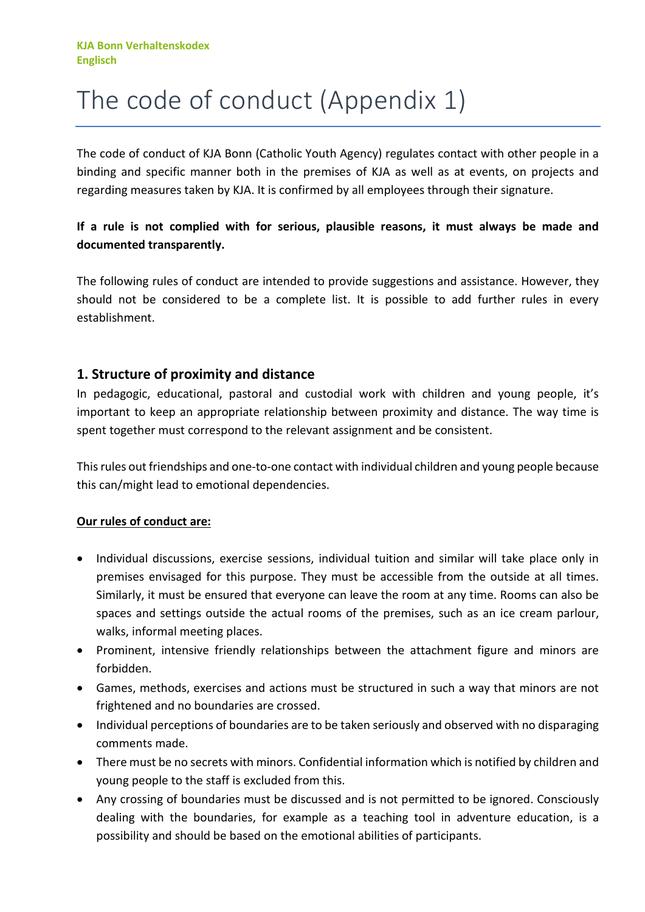KJA Bonn Verhaltenskodex
Englisch

# The code of conduct (Appendix 1)

The code of conduct of KJA Bonn (Catholic Youth Agency) regulates contact with other people in a binding and specific manner both in the premises of KJA as well as at events, on projects and regarding measures taken by KJA. It is confirmed by all employees through their signature.

**If a rule is not complied with for serious, plausible reasons, it must always be made and documented transparently.**

The following rules of conduct are intended to provide suggestions and assistance. However, they should not be considered to be a complete list. It is possible to add further rules in every establishment.

## 1. Structure of proximity and distance

In pedagogic, educational, pastoral and custodial work with children and young people, it's important to keep an appropriate relationship between proximity and distance. The way time is spent together must correspond to the relevant assignment and be consistent.

This rules out friendships and one-to-one contact with individual children and young people because this can/might lead to emotional dependencies.

**Our rules of conduct are:**

- Individual discussions, exercise sessions, individual tuition and similar will take place only in premises envisaged for this purpose. They must be accessible from the outside at all times. Similarly, it must be ensured that everyone can leave the room at any time. Rooms can also be spaces and settings outside the actual rooms of the premises, such as an ice cream parlour, walks, informal meeting places.
- Prominent, intensive friendly relationships between the attachment figure and minors are forbidden.
- Games, methods, exercises and actions must be structured in such a way that minors are not frightened and no boundaries are crossed.
- Individual perceptions of boundaries are to be taken seriously and observed with no disparaging comments made.
- There must be no secrets with minors. Confidential information which is notified by children and young people to the staff is excluded from this.
- Any crossing of boundaries must be discussed and is not permitted to be ignored. Consciously dealing with the boundaries, for example as a teaching tool in adventure education, is a possibility and should be based on the emotional abilities of participants.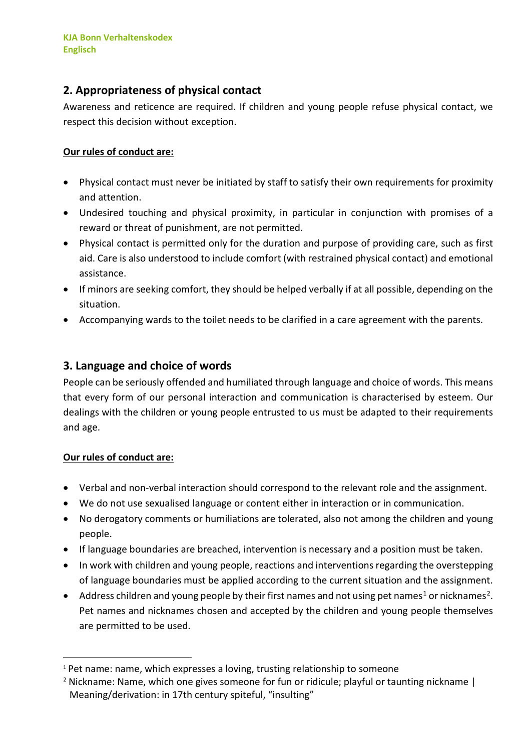## 2. Appropriateness of physical contact

Awareness and reticence are required. If children and young people refuse physical contact, we respect this decision without exception.

**Our rules of conduct are:**

- Physical contact must never be initiated by staff to satisfy their own requirements for proximity and attention.
- Undesired touching and physical proximity, in particular in conjunction with promises of a reward or threat of punishment, are not permitted.
- Physical contact is permitted only for the duration and purpose of providing care, such as first aid. Care is also understood to include comfort (with restrained physical contact) and emotional assistance.
- If minors are seeking comfort, they should be helped verbally if at all possible, depending on the situation.
- Accompanying wards to the toilet needs to be clarified in a care agreement with the parents.

## 3. Language and choice of words

People can be seriously offended and humiliated through language and choice of words. This means that every form of our personal interaction and communication is characterised by esteem. Our dealings with the children or young people entrusted to us must be adapted to their requirements and age.

**Our rules of conduct are:**

- Verbal and non-verbal interaction should correspond to the relevant role and the assignment.
- We do not use sexualised language or content either in interaction or in communication.
- No derogatory comments or humiliations are tolerated, also not among the children and young people.
- If language boundaries are breached, intervention is necessary and a position must be taken.
- In work with children and young people, reactions and interventions regarding the overstepping of language boundaries must be applied according to the current situation and the assignment.
- Address children and young people by their first names and not using pet names[1] or nicknames[2]. Pet names and nicknames chosen and accepted by the children and young people themselves are permitted to be used.

[1] Pet name: name, which expresses a loving, trusting relationship to someone

[2] Nickname: Name, which one gives someone for fun or ridicule; playful or taunting nickname | Meaning/derivation: in 17th century spiteful, “insulting”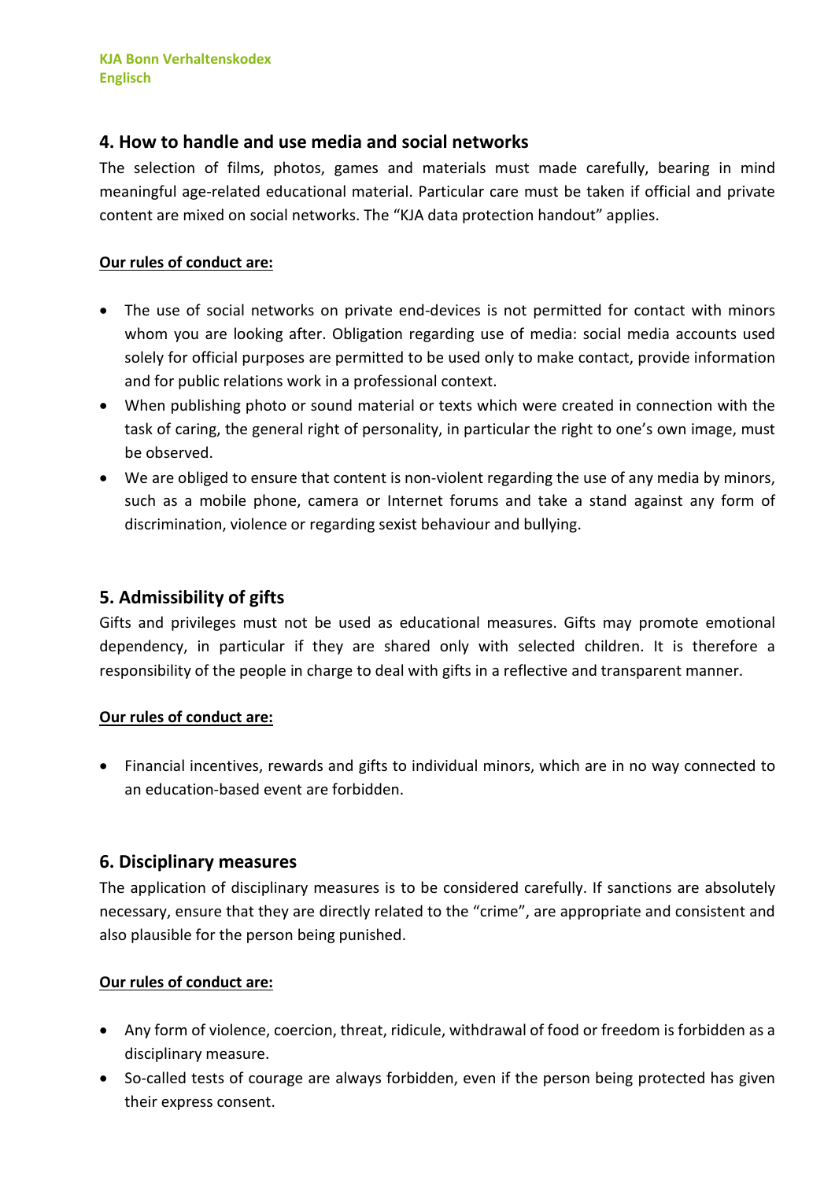## 4. How to handle and use media and social networks

The selection of films, photos, games and materials must made carefully, bearing in mind meaningful age-related educational material. Particular care must be taken if official and private content are mixed on social networks. The “KJA data protection handout” applies.

**Our rules of conduct are:**

- The use of social networks on private end-devices is not permitted for contact with minors whom you are looking after. Obligation regarding use of media: social media accounts used solely for official purposes are permitted to be used only to make contact, provide information and for public relations work in a professional context.
- When publishing photo or sound material or texts which were created in connection with the task of caring, the general right of personality, in particular the right to one’s own image, must be observed.
- We are obliged to ensure that content is non-violent regarding the use of any media by minors, such as a mobile phone, camera or Internet forums and take a stand against any form of discrimination, violence or regarding sexist behaviour and bullying.

## 5. Admissibility of gifts

Gifts and privileges must not be used as educational measures. Gifts may promote emotional dependency, in particular if they are shared only with selected children. It is therefore a responsibility of the people in charge to deal with gifts in a reflective and transparent manner.

**Our rules of conduct are:**

- Financial incentives, rewards and gifts to individual minors, which are in no way connected to an education-based event are forbidden.

## 6. Disciplinary measures

The application of disciplinary measures is to be considered carefully. If sanctions are absolutely necessary, ensure that they are directly related to the “crime”, are appropriate and consistent and also plausible for the person being punished.

**Our rules of conduct are:**

- Any form of violence, coercion, threat, ridicule, withdrawal of food or freedom is forbidden as a disciplinary measure.
- So-called tests of courage are always forbidden, even if the person being protected has given their express consent.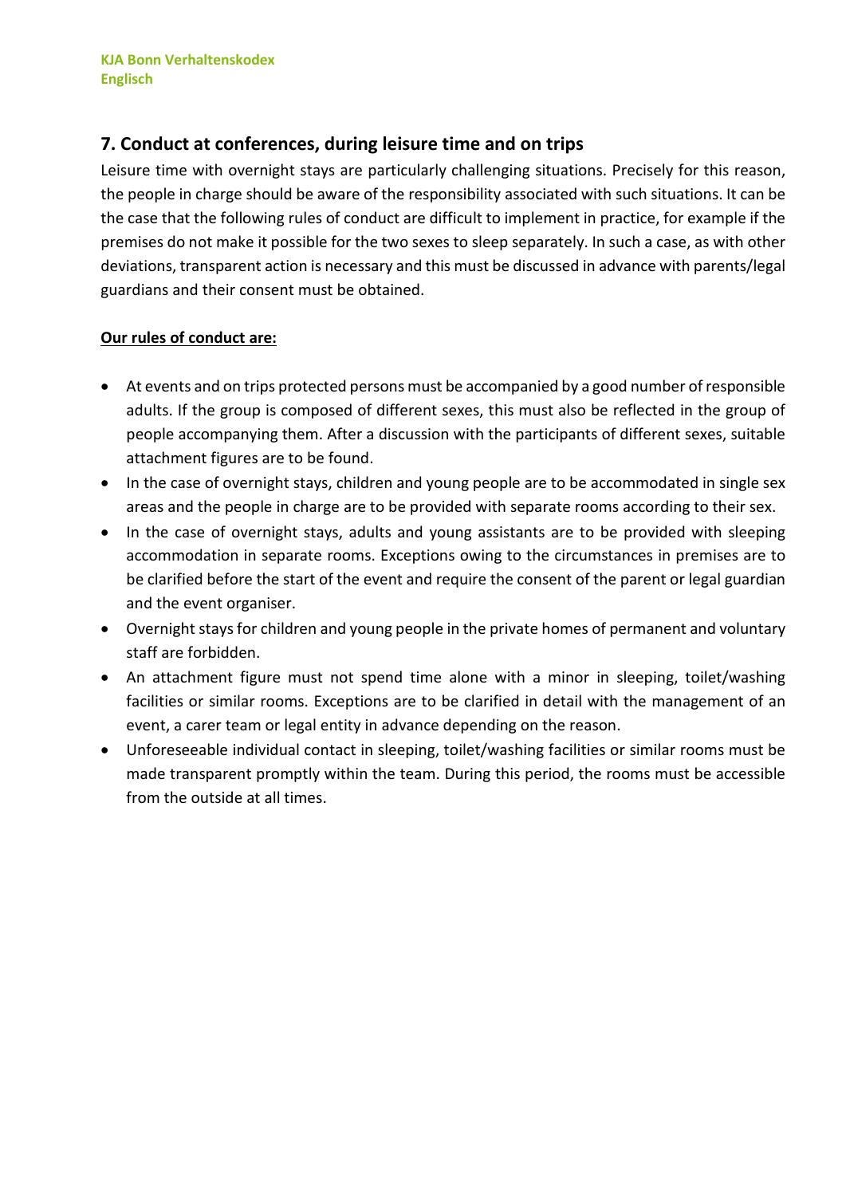## 7. Conduct at conferences, during leisure time and on trips

Leisure time with overnight stays are particularly challenging situations. Precisely for this reason, the people in charge should be aware of the responsibility associated with such situations. It can be the case that the following rules of conduct are difficult to implement in practice, for example if the premises do not make it possible for the two sexes to sleep separately. In such a case, as with other deviations, transparent action is necessary and this must be discussed in advance with parents/legal guardians and their consent must be obtained.

**<u>Our rules of conduct are:</u>**

- At events and on trips protected persons must be accompanied by a good number of responsible adults. If the group is composed of different sexes, this must also be reflected in the group of people accompanying them. After a discussion with the participants of different sexes, suitable attachment figures are to be found.
- In the case of overnight stays, children and young people are to be accommodated in single sex areas and the people in charge are to be provided with separate rooms according to their sex.
- In the case of overnight stays, adults and young assistants are to be provided with sleeping accommodation in separate rooms. Exceptions owing to the circumstances in premises are to be clarified before the start of the event and require the consent of the parent or legal guardian and the event organiser.
- Overnight stays for children and young people in the private homes of permanent and voluntary staff are forbidden.
- An attachment figure must not spend time alone with a minor in sleeping, toilet/washing facilities or similar rooms. Exceptions are to be clarified in detail with the management of an event, a carer team or legal entity in advance depending on the reason.
- Unforeseeable individual contact in sleeping, toilet/washing facilities or similar rooms must be made transparent promptly within the team. During this period, the rooms must be accessible from the outside at all times.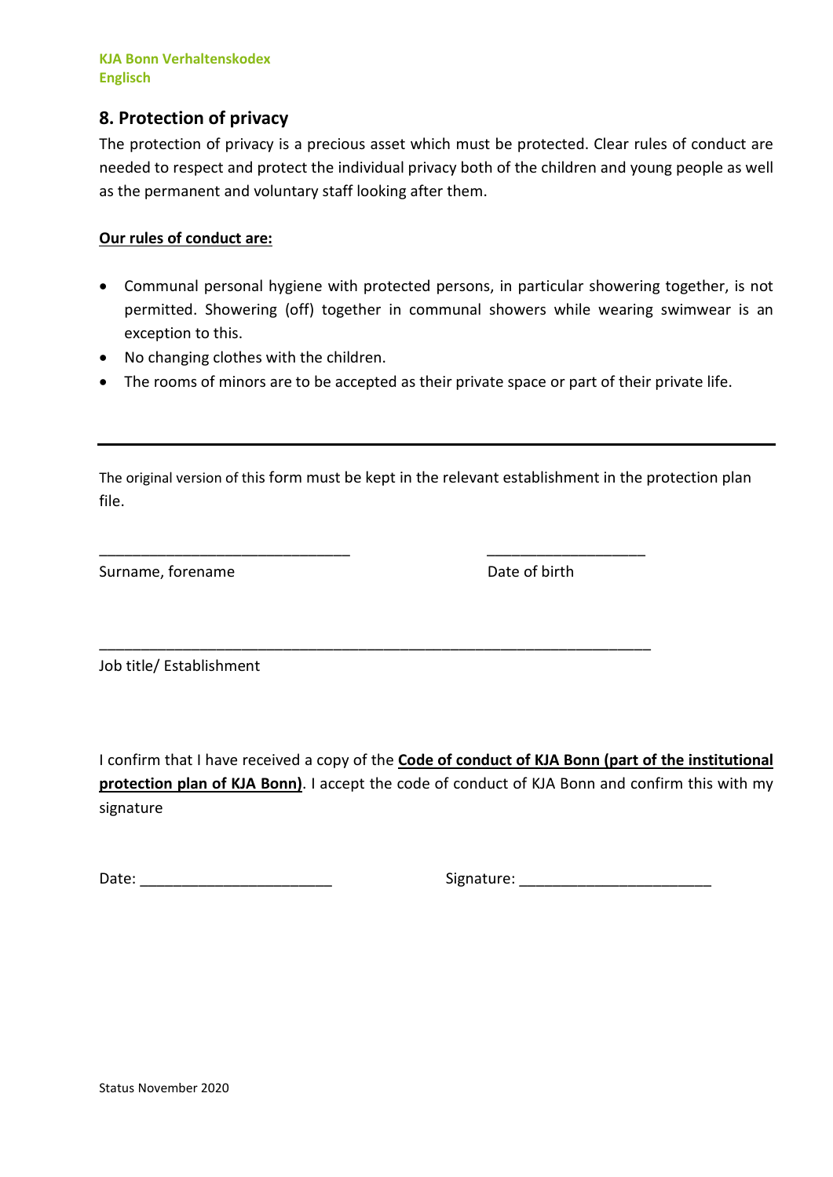## 8. Protection of privacy

The protection of privacy is a precious asset which must be protected. Clear rules of conduct are needed to respect and protect the individual privacy both of the children and young people as well as the permanent and voluntary staff looking after them.

**Our rules of conduct are:**

- Communal personal hygiene with protected persons, in particular showering together, is not permitted. Showering (off) together in communal showers while wearing swimwear is an exception to this.
- No changing clothes with the children.
- The rooms of minors are to be accepted as their private space or part of their private life.

---

The original version of this form must be kept in the relevant establishment in the protection plan file.

______________________________ &nbsp;&nbsp;&nbsp;&nbsp;&nbsp;&nbsp;&nbsp;&nbsp;&nbsp;&nbsp; ___________________

Surname, forename &nbsp;&nbsp;&nbsp;&nbsp;&nbsp;&nbsp;&nbsp;&nbsp;&nbsp;&nbsp;&nbsp;&nbsp;&nbsp;&nbsp;&nbsp;&nbsp;&nbsp;&nbsp;&nbsp;&nbsp; Date of birth

__________________________________________________________________

Job title/ Establishment

I confirm that I have received a copy of the **Code of conduct of KJA Bonn (part of the institutional protection plan of KJA Bonn)**. I accept the code of conduct of KJA Bonn and confirm this with my signature

Date: _______________________ &nbsp;&nbsp;&nbsp;&nbsp;&nbsp;&nbsp;&nbsp;&nbsp;&nbsp;&nbsp; Signature: _______________________

Status November 2020